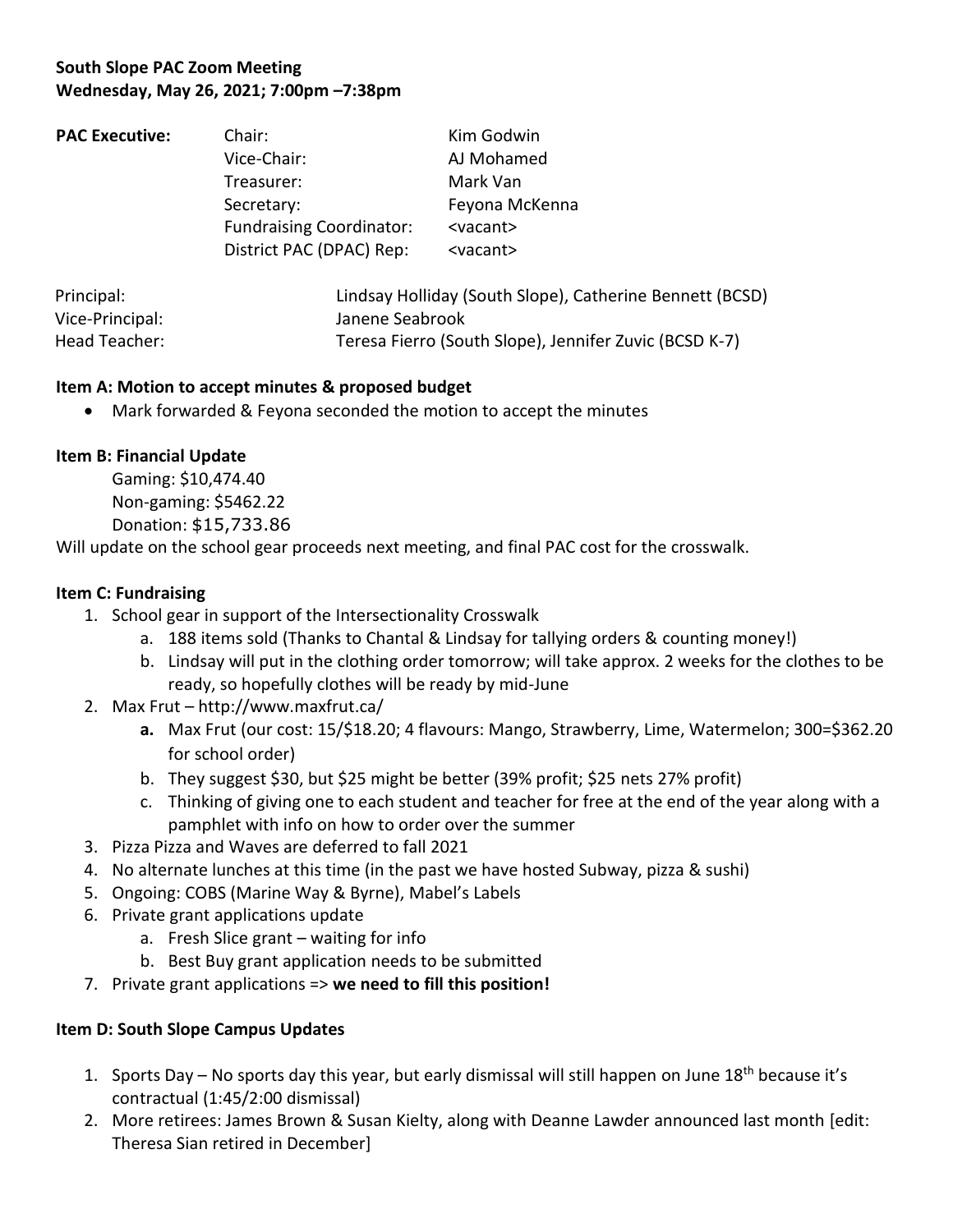**South Slope PAC Zoom Meeting**
**Wednesday, May 26, 2021; 7:00pm –7:38pm**

| **PAC Executive:** | Chair: | Kim Godwin |
|---|---|---|
| | Vice-Chair: | AJ Mohamed |
| | Treasurer: | Mark Van |
| | Secretary: | Feyona McKenna |
| | Fundraising Coordinator: | <vacant> |
| | District PAC (DPAC) Rep: | <vacant> |

| | |
|---|---|
| Principal: | Lindsay Holliday (South Slope), Catherine Bennett (BCSD) |
| Vice-Principal: | Janene Seabrook |
| Head Teacher: | Teresa Fierro (South Slope), Jennifer Zuvic (BCSD K-7) |

**Item A: Motion to accept minutes & proposed budget**

- Mark forwarded & Feyona seconded the motion to accept the minutes

**Item B: Financial Update**

Gaming: $10,474.40
Non-gaming: $5462.22
Donation: $15,733.86

Will update on the school gear proceeds next meeting, and final PAC cost for the crosswalk.

**Item C: Fundraising**

1. School gear in support of the Intersectionality Crosswalk
   a. 188 items sold (Thanks to Chantal & Lindsay for tallying orders & counting money!)
   b. Lindsay will put in the clothing order tomorrow; will take approx. 2 weeks for the clothes to be ready, so hopefully clothes will be ready by mid-June
2. Max Frut – http://www.maxfrut.ca/
   **a.** Max Frut (our cost: 15/$18.20; 4 flavours: Mango, Strawberry, Lime, Watermelon; 300=$362.20 for school order)
   b. They suggest $30, but $25 might be better (39% profit; $25 nets 27% profit)
   c. Thinking of giving one to each student and teacher for free at the end of the year along with a pamphlet with info on how to order over the summer
3. Pizza Pizza and Waves are deferred to fall 2021
4. No alternate lunches at this time (in the past we have hosted Subway, pizza & sushi)
5. Ongoing: COBS (Marine Way & Byrne), Mabel's Labels
6. Private grant applications update
   a. Fresh Slice grant – waiting for info
   b. Best Buy grant application needs to be submitted
7. Private grant applications => **we need to fill this position!**

**Item D: South Slope Campus Updates**

1. Sports Day – No sports day this year, but early dismissal will still happen on June 18th because it's contractual (1:45/2:00 dismissal)
2. More retirees: James Brown & Susan Kielty, along with Deanne Lawder announced last month [edit: Theresa Sian retired in December]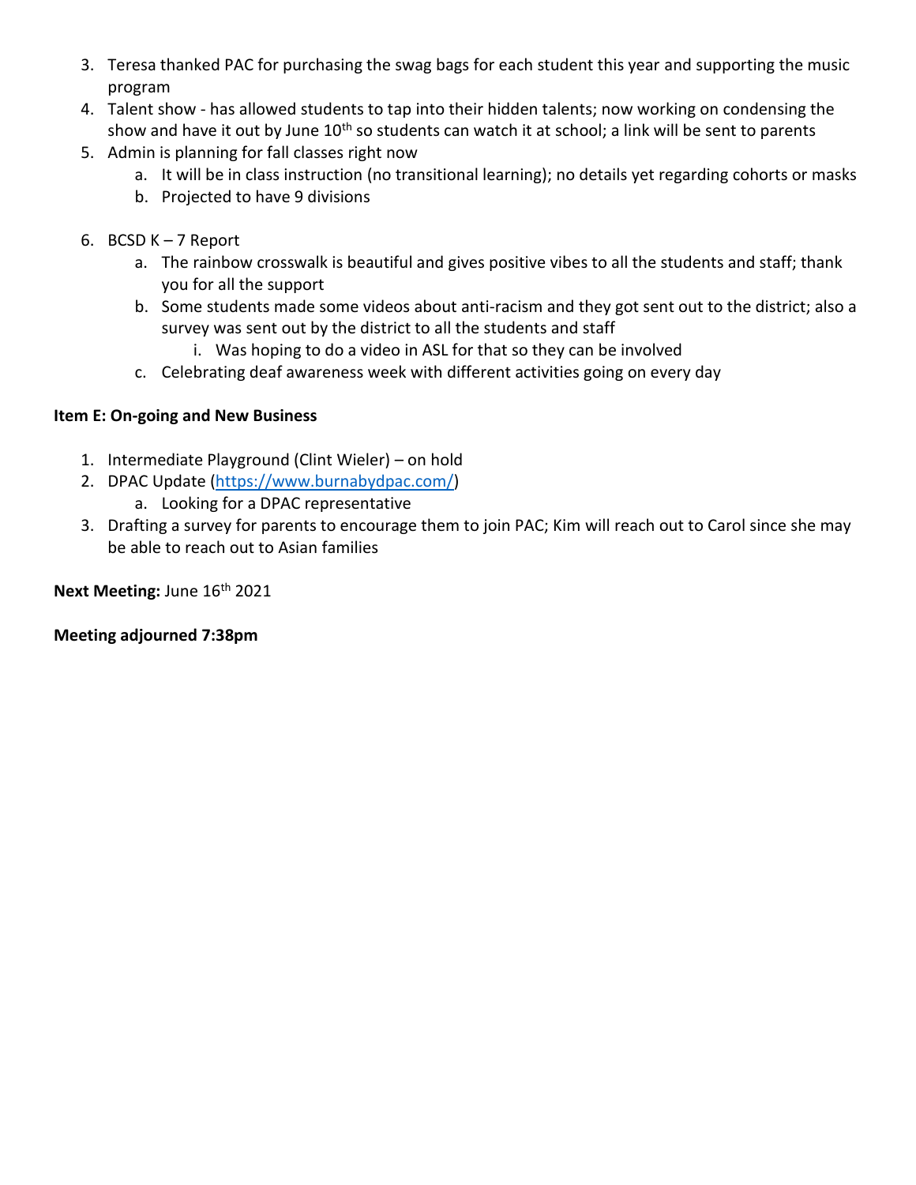3. Teresa thanked PAC for purchasing the swag bags for each student this year and supporting the music program
4. Talent show - has allowed students to tap into their hidden talents; now working on condensing the show and have it out by June 10th so students can watch it at school; a link will be sent to parents
5. Admin is planning for fall classes right now
    a. It will be in class instruction (no transitional learning); no details yet regarding cohorts or masks
    b. Projected to have 9 divisions
6. BCSD K – 7 Report
    a. The rainbow crosswalk is beautiful and gives positive vibes to all the students and staff; thank you for all the support
    b. Some students made some videos about anti-racism and they got sent out to the district; also a survey was sent out by the district to all the students and staff
        i. Was hoping to do a video in ASL for that so they can be involved
    c. Celebrating deaf awareness week with different activities going on every day

**Item E: On-going and New Business**

1. Intermediate Playground (Clint Wieler) – on hold
2. DPAC Update (https://www.burnabydpac.com/)
    a. Looking for a DPAC representative
3. Drafting a survey for parents to encourage them to join PAC; Kim will reach out to Carol since she may be able to reach out to Asian families

**Next Meeting:** June 16th 2021

**Meeting adjourned 7:38pm**